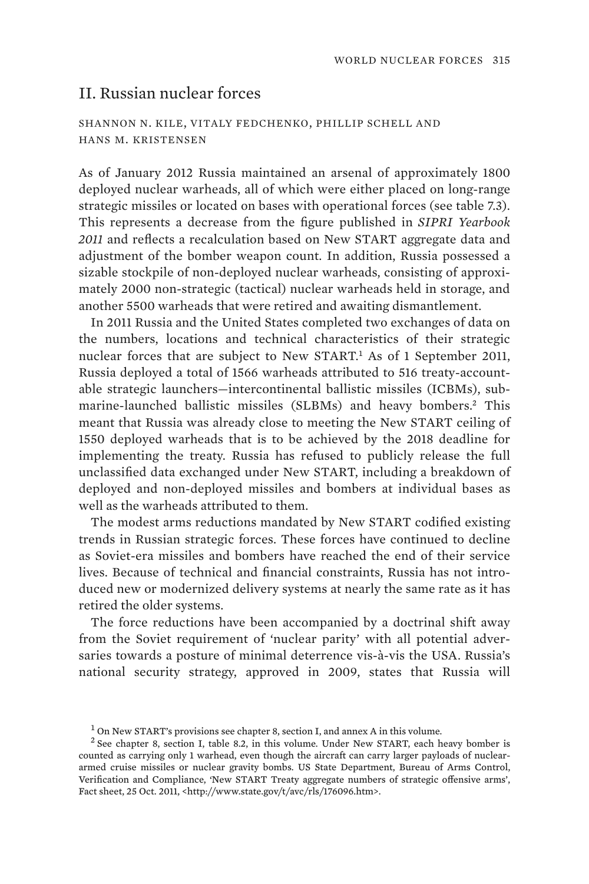## II. Russian nuclear forces

SHANNON N. KILE, VITALY FEDCHENKO, PHILLIP SCHELL AND HANS M. KRISTENSEN

As of January 2012 Russia maintained an arsenal of approximately 1800 deployed nuclear warheads, all of which were either placed on long-range strategic missiles or located on bases with operational forces (see table 7.3). This represents a decrease from the figure published in *SIPRI Yearbook 2011* and reflects a recalculation based on New START aggregate data and adjustment of the bomber weapon count. In addition, Russia possessed a sizable stockpile of non-deployed nuclear warheads, consisting of approximately 2000 non-strategic (tactical) nuclear warheads held in storage, and another 5500 warheads that were retired and awaiting dismantlement.

In 2011 Russia and the United States completed two exchanges of data on the numbers, locations and technical characteristics of their strategic nuclear forces that are subject to New START.[1] As of 1 September 2011, Russia deployed a total of 1566 warheads attributed to 516 treaty-accountable strategic launchers—intercontinental ballistic missiles (ICBMs), submarine-launched ballistic missiles (SLBMs) and heavy bombers.[2] This meant that Russia was already close to meeting the New START ceiling of 1550 deployed warheads that is to be achieved by the 2018 deadline for implementing the treaty. Russia has refused to publicly release the full unclassified data exchanged under New START, including a breakdown of deployed and non-deployed missiles and bombers at individual bases as well as the warheads attributed to them.

The modest arms reductions mandated by New START codified existing trends in Russian strategic forces. These forces have continued to decline as Soviet-era missiles and bombers have reached the end of their service lives. Because of technical and financial constraints, Russia has not introduced new or modernized delivery systems at nearly the same rate as it has retired the older systems.

The force reductions have been accompanied by a doctrinal shift away from the Soviet requirement of 'nuclear parity' with all potential adversaries towards a posture of minimal deterrence vis-à-vis the USA. Russia's national security strategy, approved in 2009, states that Russia will

[1] On New START's provisions see chapter 8, section I, and annex A in this volume.

[2] See chapter 8, section I, table 8.2, in this volume. Under New START, each heavy bomber is counted as carrying only 1 warhead, even though the aircraft can carry larger payloads of nuclear-armed cruise missiles or nuclear gravity bombs. US State Department, Bureau of Arms Control, Verification and Compliance, 'New START Treaty aggregate numbers of strategic offensive arms', Fact sheet, 25 Oct. 2011, <http://www.state.gov/t/avc/rls/176096.htm>.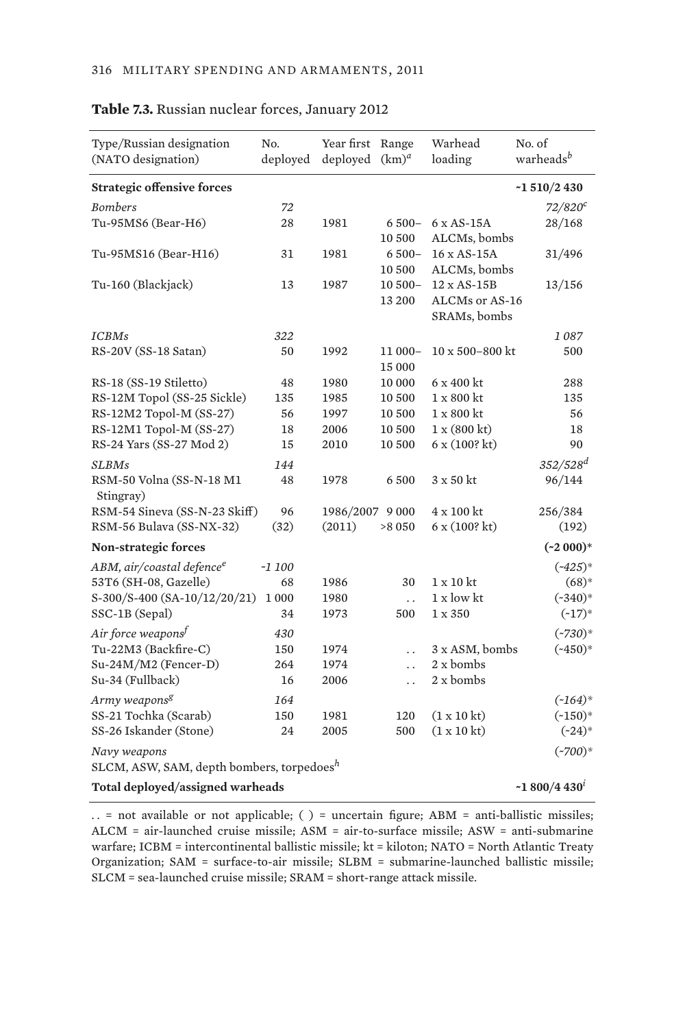**Table 7.3.** Russian nuclear forces, January 2012

| Type/Russian designation (NATO designation) | No. deployed | Year first deployed | Range (km)[a] | Warhead loading | No. of warheads[b] |
|---|---|---|---|---|---|
| **Strategic offensive forces** | | | | | **~1 510/2 430** |
| *Bombers* | *72* | | | | *72/820*[c] |
| Tu-95MS6 (Bear-H6) | 28 | 1981 | 6 500–10 500 | 6 x AS-15A ALCMs, bombs | 28/168 |
| Tu-95MS16 (Bear-H16) | 31 | 1981 | 6 500–10 500 | 16 x AS-15A ALCMs, bombs | 31/496 |
| Tu-160 (Blackjack) | 13 | 1987 | 10 500–13 200 | 12 x AS-15B ALCMs or AS-16 SRAMs, bombs | 13/156 |
| *ICBMs* | *322* | | | | *1 087* |
| RS-20V (SS-18 Satan) | 50 | 1992 | 11 000–15 000 | 10 x 500–800 kt | 500 |
| RS-18 (SS-19 Stiletto) | 48 | 1980 | 10 000 | 6 x 400 kt | 288 |
| RS-12M Topol (SS-25 Sickle) | 135 | 1985 | 10 500 | 1 x 800 kt | 135 |
| RS-12M2 Topol-M (SS-27) | 56 | 1997 | 10 500 | 1 x 800 kt | 56 |
| RS-12M1 Topol-M (SS-27) | 18 | 2006 | 10 500 | 1 x (800 kt) | 18 |
| RS-24 Yars (SS-27 Mod 2) | 15 | 2010 | 10 500 | 6 x (100? kt) | 90 |
| *SLBMs* | *144* | | | | *352/528*[d] |
| RSM-50 Volna (SS-N-18 M1 Stingray) | 48 | 1978 | 6 500 | 3 x 50 kt | 96/144 |
| RSM-54 Sineva (SS-N-23 Skiff) | 96 | 1986/2007 | 9 000 | 4 x 100 kt | 256/384 |
| RSM-56 Bulava (SS-NX-32) | (32) | (2011) | >8 050 | 6 x (100? kt) | (192) |
| **Non-strategic forces** | | | | | **(~2 000)*** |
| *ABM, air/coastal defence*[e] | *~1 100* | | | | *(~425)** |
| 53T6 (SH-08, Gazelle) | 68 | 1986 | 30 | 1 x 10 kt | (68)* |
| S-300/S-400 (SA-10/12/20/21) | 1 000 | 1980 | . . | 1 x low kt | (~340)* |
| SSC-1B (Sepal) | 34 | 1973 | 500 | 1 x 350 | (~17)* |
| *Air force weapons*[f] | *430* | | | | *(~730)** |
| Tu-22M3 (Backfire-C) | 150 | 1974 | . . | 3 x ASM, bombs | (~450)* |
| Su-24M/M2 (Fencer-D) | 264 | 1974 | . . | 2 x bombs | |
| Su-34 (Fullback) | 16 | 2006 | . . | 2 x bombs | |
| *Army weapons*[g] | *164* | | | | *(~164)** |
| SS-21 Tochka (Scarab) | 150 | 1981 | 120 | (1 x 10 kt) | (~150)* |
| SS-26 Iskander (Stone) | 24 | 2005 | 500 | (1 x 10 kt) | (~24)* |
| *Navy weapons* | | | | | *(~700)** |
| SLCM, ASW, SAM, depth bombers, torpedoes[h] | | | | | |
| **Total deployed/assigned warheads** | | | | | **~1 800/4 430**[i] |

. . = not available or not applicable; ( ) = uncertain figure; ABM = anti-ballistic missiles; ALCM = air-launched cruise missile; ASM = air-to-surface missile; ASW = anti-submarine warfare; ICBM = intercontinental ballistic missile; kt = kiloton; NATO = North Atlantic Treaty Organization; SAM = surface-to-air missile; SLBM = submarine-launched ballistic missile; SLCM = sea-launched cruise missile; SRAM = short-range attack missile.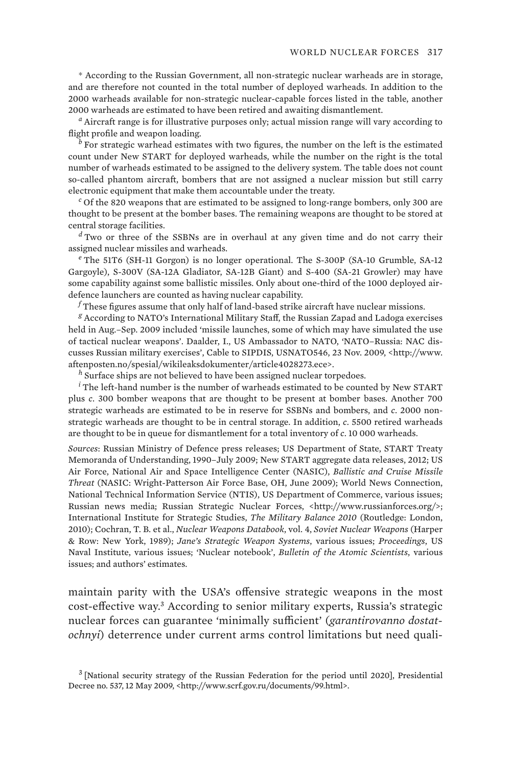\* According to the Russian Government, all non-strategic nuclear warheads are in storage, and are therefore not counted in the total number of deployed warheads. In addition to the 2000 warheads available for non-strategic nuclear-capable forces listed in the table, another 2000 warheads are estimated to have been retired and awaiting dismantlement.

[a] Aircraft range is for illustrative purposes only; actual mission range will vary according to flight profile and weapon loading.

[b] For strategic warhead estimates with two figures, the number on the left is the estimated count under New START for deployed warheads, while the number on the right is the total number of warheads estimated to be assigned to the delivery system. The table does not count so-called phantom aircraft, bombers that are not assigned a nuclear mission but still carry electronic equipment that make them accountable under the treaty.

[c] Of the 820 weapons that are estimated to be assigned to long-range bombers, only 300 are thought to be present at the bomber bases. The remaining weapons are thought to be stored at central storage facilities.

[d] Two or three of the SSBNs are in overhaul at any given time and do not carry their assigned nuclear missiles and warheads.

[e] The 51T6 (SH-11 Gorgon) is no longer operational. The S-300P (SA-10 Grumble, SA-12 Gargoyle), S-300V (SA-12A Gladiator, SA-12B Giant) and S-400 (SA-21 Growler) may have some capability against some ballistic missiles. Only about one-third of the 1000 deployed air-defence launchers are counted as having nuclear capability.

[f] These figures assume that only half of land-based strike aircraft have nuclear missions.

[g] According to NATO's International Military Staff, the Russian Zapad and Ladoga exercises held in Aug.–Sep. 2009 included 'missile launches, some of which may have simulated the use of tactical nuclear weapons'. Daalder, I., US Ambassador to NATO, 'NATO–Russia: NAC discusses Russian military exercises', Cable to SIPDIS, USNATO546, 23 Nov. 2009, <http://www.aftenposten.no/spesial/wikileaksdokumenter/article4028273.ece>.

[h] Surface ships are not believed to have been assigned nuclear torpedoes.

[i] The left-hand number is the number of warheads estimated to be counted by New START plus *c*. 300 bomber weapons that are thought to be present at bomber bases. Another 700 strategic warheads are estimated to be in reserve for SSBNs and bombers, and *c*. 2000 non-strategic warheads are thought to be in central storage. In addition, *c*. 5500 retired warheads are thought to be in queue for dismantlement for a total inventory of *c*. 10 000 warheads.

*Sources*: Russian Ministry of Defence press releases; US Department of State, START Treaty Memoranda of Understanding, 1990–July 2009; New START aggregate data releases, 2012; US Air Force, National Air and Space Intelligence Center (NASIC), *Ballistic and Cruise Missile Threat* (NASIC: Wright-Patterson Air Force Base, OH, June 2009); World News Connection, National Technical Information Service (NTIS), US Department of Commerce, various issues; Russian news media; Russian Strategic Nuclear Forces, <http://www.russianforces.org/>; International Institute for Strategic Studies, *The Military Balance 2010* (Routledge: London, 2010); Cochran, T. B. et al., *Nuclear Weapons Databook*, vol. 4, *Soviet Nuclear Weapons* (Harper & Row: New York, 1989); *Jane's Strategic Weapon Systems*, various issues; *Proceedings*, US Naval Institute, various issues; 'Nuclear notebook', *Bulletin of the Atomic Scientists*, various issues; and authors' estimates.

maintain parity with the USA's offensive strategic weapons in the most cost-effective way.[3] According to senior military experts, Russia's strategic nuclear forces can guarantee 'minimally sufficient' (*garantirovanno dostatochnyi*) deterrence under current arms control limitations but need quali-

[3] [National security strategy of the Russian Federation for the period until 2020], Presidential Decree no. 537, 12 May 2009, <http://www.scrf.gov.ru/documents/99.html>.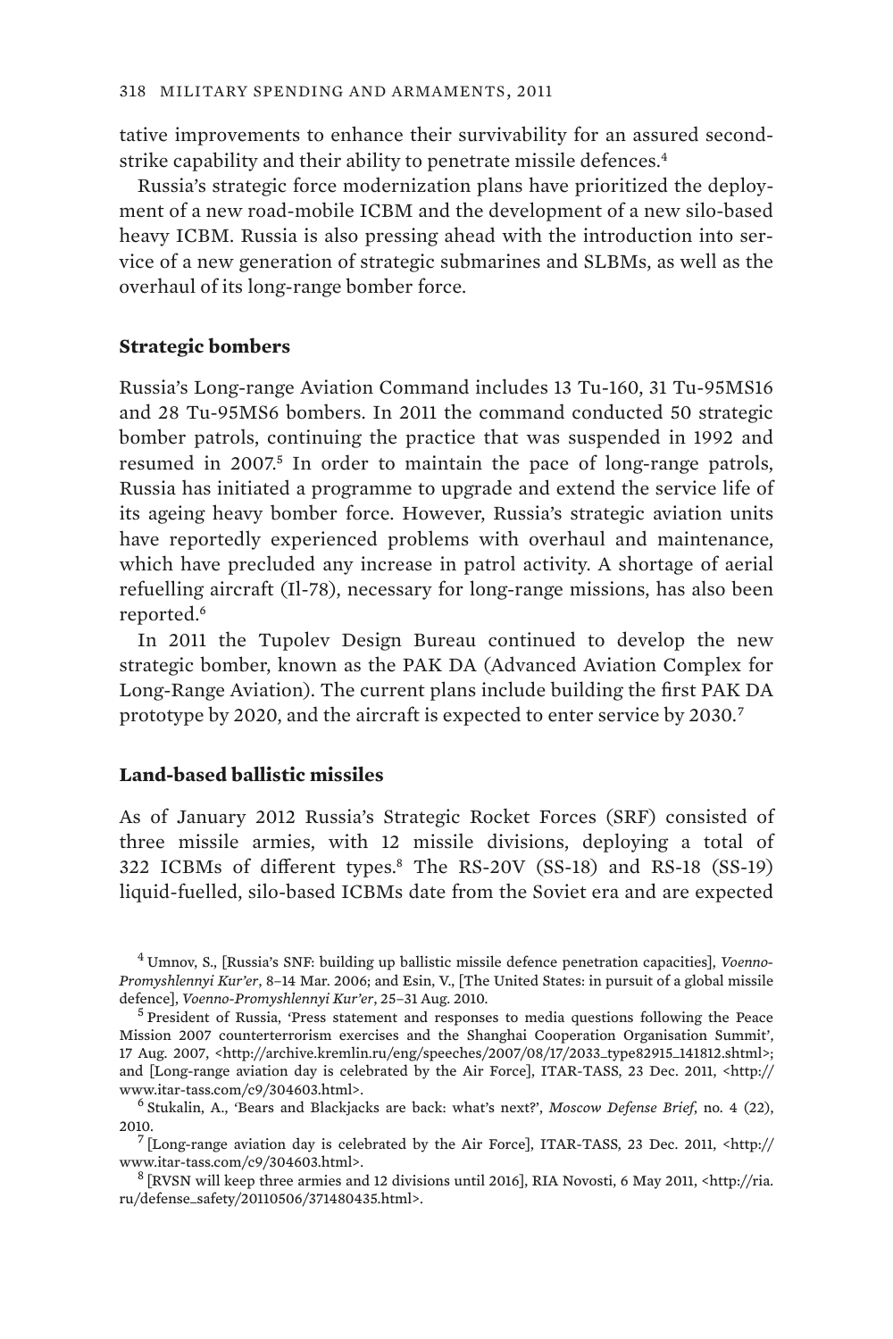tative improvements to enhance their survivability for an assured second-strike capability and their ability to penetrate missile defences.[4]

Russia's strategic force modernization plans have prioritized the deployment of a new road-mobile ICBM and the development of a new silo-based heavy ICBM. Russia is also pressing ahead with the introduction into service of a new generation of strategic submarines and SLBMs, as well as the overhaul of its long-range bomber force.

### Strategic bombers

Russia's Long-range Aviation Command includes 13 Tu-160, 31 Tu-95MS16 and 28 Tu-95MS6 bombers. In 2011 the command conducted 50 strategic bomber patrols, continuing the practice that was suspended in 1992 and resumed in 2007.[5] In order to maintain the pace of long-range patrols, Russia has initiated a programme to upgrade and extend the service life of its ageing heavy bomber force. However, Russia's strategic aviation units have reportedly experienced problems with overhaul and maintenance, which have precluded any increase in patrol activity. A shortage of aerial refuelling aircraft (Il-78), necessary for long-range missions, has also been reported.[6]

In 2011 the Tupolev Design Bureau continued to develop the new strategic bomber, known as the PAK DA (Advanced Aviation Complex for Long-Range Aviation). The current plans include building the first PAK DA prototype by 2020, and the aircraft is expected to enter service by 2030.[7]

### Land-based ballistic missiles

As of January 2012 Russia's Strategic Rocket Forces (SRF) consisted of three missile armies, with 12 missile divisions, deploying a total of 322 ICBMs of different types.[8] The RS-20V (SS-18) and RS-18 (SS-19) liquid-fuelled, silo-based ICBMs date from the Soviet era and are expected

[4] Umnov, S., [Russia's SNF: building up ballistic missile defence penetration capacities], *Voenno-Promyshlennyi Kur'er*, 8–14 Mar. 2006; and Esin, V., [The United States: in pursuit of a global missile defence], *Voenno-Promyshlennyi Kur'er*, 25–31 Aug. 2010.

[5] President of Russia, 'Press statement and responses to media questions following the Peace Mission 2007 counterterrorism exercises and the Shanghai Cooperation Organisation Summit', 17 Aug. 2007, <http://archive.kremlin.ru/eng/speeches/2007/08/17/2033_type82915_141812.shtml>; and [Long-range aviation day is celebrated by the Air Force], ITAR-TASS, 23 Dec. 2011, <http://www.itar-tass.com/c9/304603.html>.

[6] Stukalin, A., 'Bears and Blackjacks are back: what's next?', *Moscow Defense Brief*, no. 4 (22), 2010.

[7] [Long-range aviation day is celebrated by the Air Force], ITAR-TASS, 23 Dec. 2011, <http://www.itar-tass.com/c9/304603.html>.

[8] [RVSN will keep three armies and 12 divisions until 2016], RIA Novosti, 6 May 2011, <http://ria.ru/defense_safety/20110506/371480435.html>.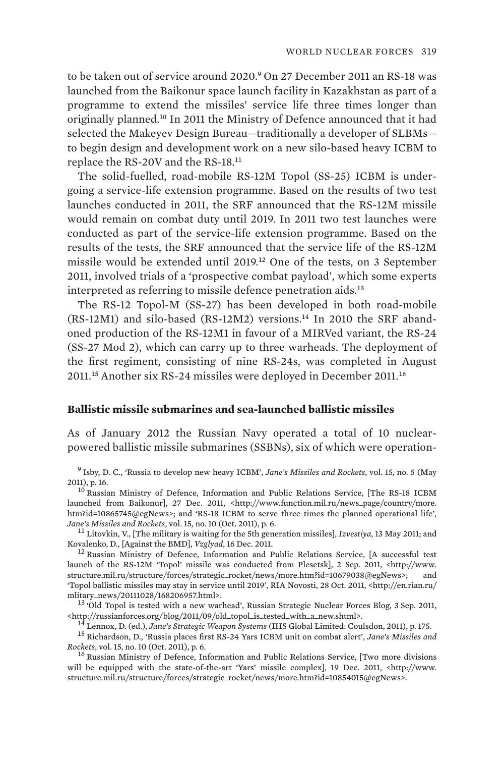to be taken out of service around 2020.[9] On 27 December 2011 an RS-18 was launched from the Baikonur space launch facility in Kazakhstan as part of a programme to extend the missiles' service life three times longer than originally planned.[10] In 2011 the Ministry of Defence announced that it had selected the Makeyev Design Bureau—traditionally a developer of SLBMs—to begin design and development work on a new silo-based heavy ICBM to replace the RS-20V and the RS-18.[11]

The solid-fuelled, road-mobile RS-12M Topol (SS-25) ICBM is undergoing a service-life extension programme. Based on the results of two test launches conducted in 2011, the SRF announced that the RS-12M missile would remain on combat duty until 2019. In 2011 two test launches were conducted as part of the service-life extension programme. Based on the results of the tests, the SRF announced that the service life of the RS-12M missile would be extended until 2019.[12] One of the tests, on 3 September 2011, involved trials of a 'prospective combat payload', which some experts interpreted as referring to missile defence penetration aids.[13]

The RS-12 Topol-M (SS-27) has been developed in both road-mobile (RS-12M1) and silo-based (RS-12M2) versions.[14] In 2010 the SRF abandoned production of the RS-12M1 in favour of a MIRVed variant, the RS-24 (SS-27 Mod 2), which can carry up to three warheads. The deployment of the first regiment, consisting of nine RS-24s, was completed in August 2011.[15] Another six RS-24 missiles were deployed in December 2011.[16]

### Ballistic missile submarines and sea-launched ballistic missiles

As of January 2012 the Russian Navy operated a total of 10 nuclear-powered ballistic missile submarines (SSBNs), six of which were operation-

[9] Isby, D. C., 'Russia to develop new heavy ICBM', *Jane's Missiles and Rockets*, vol. 15, no. 5 (May 2011), p. 16.

[10] Russian Ministry of Defence, Information and Public Relations Service, [The RS-18 ICBM launched from Baikonur], 27 Dec. 2011, <http://www.function.mil.ru/news_page/country/more.htm?id=10865745@egNews>; and 'RS-18 ICBM to serve three times the planned operational life', *Jane's Missiles and Rockets*, vol. 15, no. 10 (Oct. 2011), p. 6.

[11] Litovkin, V., [The military is waiting for the 5th generation missiles], *Izvestiya*, 13 May 2011; and Kovalenko, D., [Against the BMD], *Vzglyad*, 16 Dec. 2011.

[12] Russian Ministry of Defence, Information and Public Relations Service, [A successful test launch of the RS-12M 'Topol' missile was conducted from Plesetsk], 2 Sep. 2011, <http://www.structure.mil.ru/structure/forces/strategic_rocket/news/more.htm?id=10679038@egNews>; and 'Topol ballistic missiles may stay in service until 2019', RIA Novosti, 28 Oct. 2011, <http://en.rian.ru/mlitary_news/20111028/168206957.html>.

[13] 'Old Topol is tested with a new warhead', Russian Strategic Nuclear Forces Blog, 3 Sep. 2011, <http://russianforces.org/blog/2011/09/old_topol_is_tested_with_a_new.shtml>.

[14] Lennox, D. (ed.), *Jane's Strategic Weapon Systems* (IHS Global Limited: Coulsdon, 2011), p. 175.

[15] Richardson, D., 'Russia places first RS-24 Yars ICBM unit on combat alert', *Jane's Missiles and Rockets*, vol. 15, no. 10 (Oct. 2011), p. 6.

[16] Russian Ministry of Defence, Information and Public Relations Service, [Two more divisions will be equipped with the state-of-the-art 'Yars' missile complex], 19 Dec. 2011, <http://www.structure.mil.ru/structure/forces/strategic_rocket/news/more.htm?id=10854015@egNews>.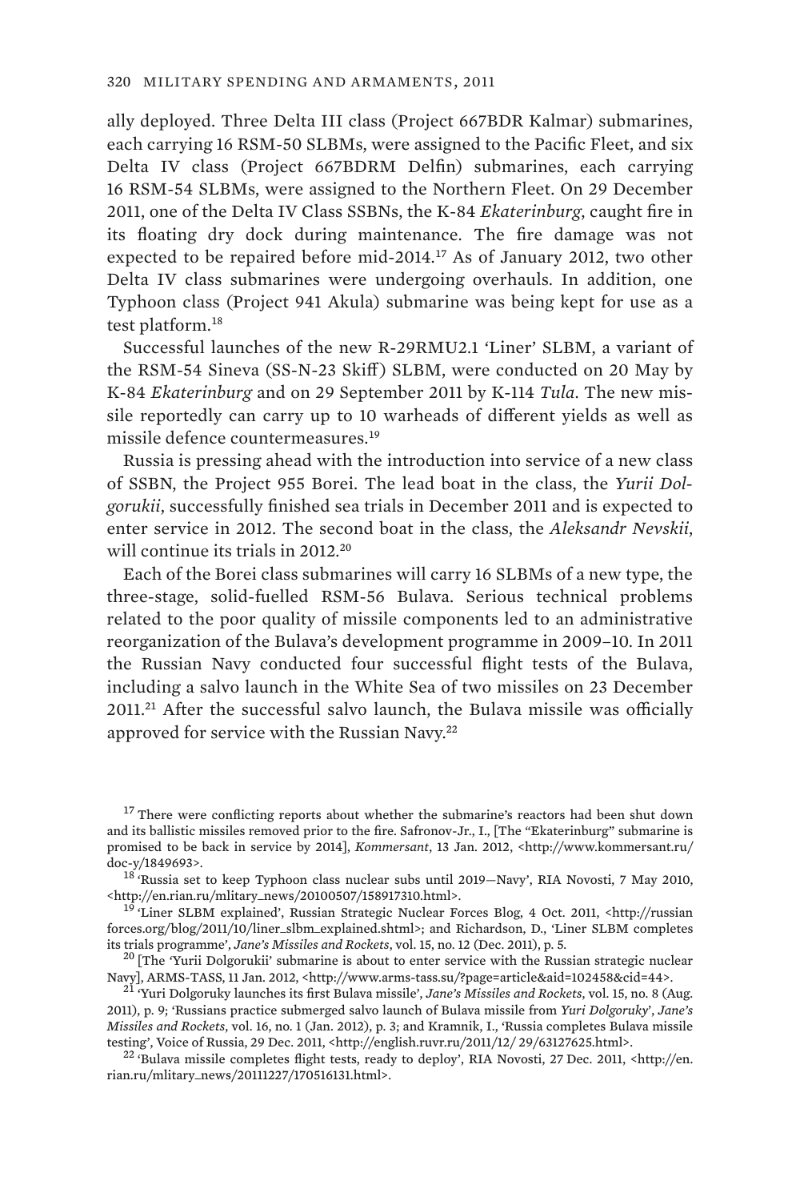ally deployed. Three Delta III class (Project 667BDR Kalmar) submarines, each carrying 16 RSM-50 SLBMs, were assigned to the Pacific Fleet, and six Delta IV class (Project 667BDRM Delfin) submarines, each carrying 16 RSM-54 SLBMs, were assigned to the Northern Fleet. On 29 December 2011, one of the Delta IV Class SSBNs, the K-84 *Ekaterinburg*, caught fire in its floating dry dock during maintenance. The fire damage was not expected to be repaired before mid-2014.[17] As of January 2012, two other Delta IV class submarines were undergoing overhauls. In addition, one Typhoon class (Project 941 Akula) submarine was being kept for use as a test platform.[18]

Successful launches of the new R-29RMU2.1 'Liner' SLBM, a variant of the RSM-54 Sineva (SS-N-23 Skiff) SLBM, were conducted on 20 May by K-84 *Ekaterinburg* and on 29 September 2011 by K-114 *Tula*. The new missile reportedly can carry up to 10 warheads of different yields as well as missile defence countermeasures.[19]

Russia is pressing ahead with the introduction into service of a new class of SSBN, the Project 955 Borei. The lead boat in the class, the *Yurii Dolgorukii*, successfully finished sea trials in December 2011 and is expected to enter service in 2012. The second boat in the class, the *Aleksandr Nevskii*, will continue its trials in 2012.[20]

Each of the Borei class submarines will carry 16 SLBMs of a new type, the three-stage, solid-fuelled RSM-56 Bulava. Serious technical problems related to the poor quality of missile components led to an administrative reorganization of the Bulava's development programme in 2009–10. In 2011 the Russian Navy conducted four successful flight tests of the Bulava, including a salvo launch in the White Sea of two missiles on 23 December 2011.[21] After the successful salvo launch, the Bulava missile was officially approved for service with the Russian Navy.[22]

[17] There were conflicting reports about whether the submarine's reactors had been shut down and its ballistic missiles removed prior to the fire. Safronov-Jr., I., [The "Ekaterinburg" submarine is promised to be back in service by 2014], *Kommersant*, 13 Jan. 2012, <http://www.kommersant.ru/doc-y/1849693>.

[18] 'Russia set to keep Typhoon class nuclear subs until 2019—Navy', RIA Novosti, 7 May 2010, <http://en.rian.ru/mlitary_news/20100507/158917310.html>.

[19] 'Liner SLBM explained', Russian Strategic Nuclear Forces Blog, 4 Oct. 2011, <http://russianforces.org/blog/2011/10/liner_slbm_explained.shtml>; and Richardson, D., 'Liner SLBM completes its trials programme', *Jane's Missiles and Rockets*, vol. 15, no. 12 (Dec. 2011), p. 5.

[20] [The 'Yurii Dolgorukii' submarine is about to enter service with the Russian strategic nuclear Navy], ARMS-TASS, 11 Jan. 2012, <http://www.arms-tass.su/?page=article&aid=102458&cid=44>.

[21] 'Yuri Dolgoruky launches its first Bulava missile', *Jane's Missiles and Rockets*, vol. 15, no. 8 (Aug. 2011), p. 9; 'Russians practice submerged salvo launch of Bulava missile from *Yuri Dolgoruky*', *Jane's Missiles and Rockets*, vol. 16, no. 1 (Jan. 2012), p. 3; and Kramnik, I., 'Russia completes Bulava missile testing', Voice of Russia, 29 Dec. 2011, <http://english.ruvr.ru/2011/12/ 29/63127625.html>.

[22] 'Bulava missile completes flight tests, ready to deploy', RIA Novosti, 27 Dec. 2011, <http://en.rian.ru/mlitary_news/20111227/170516131.html>.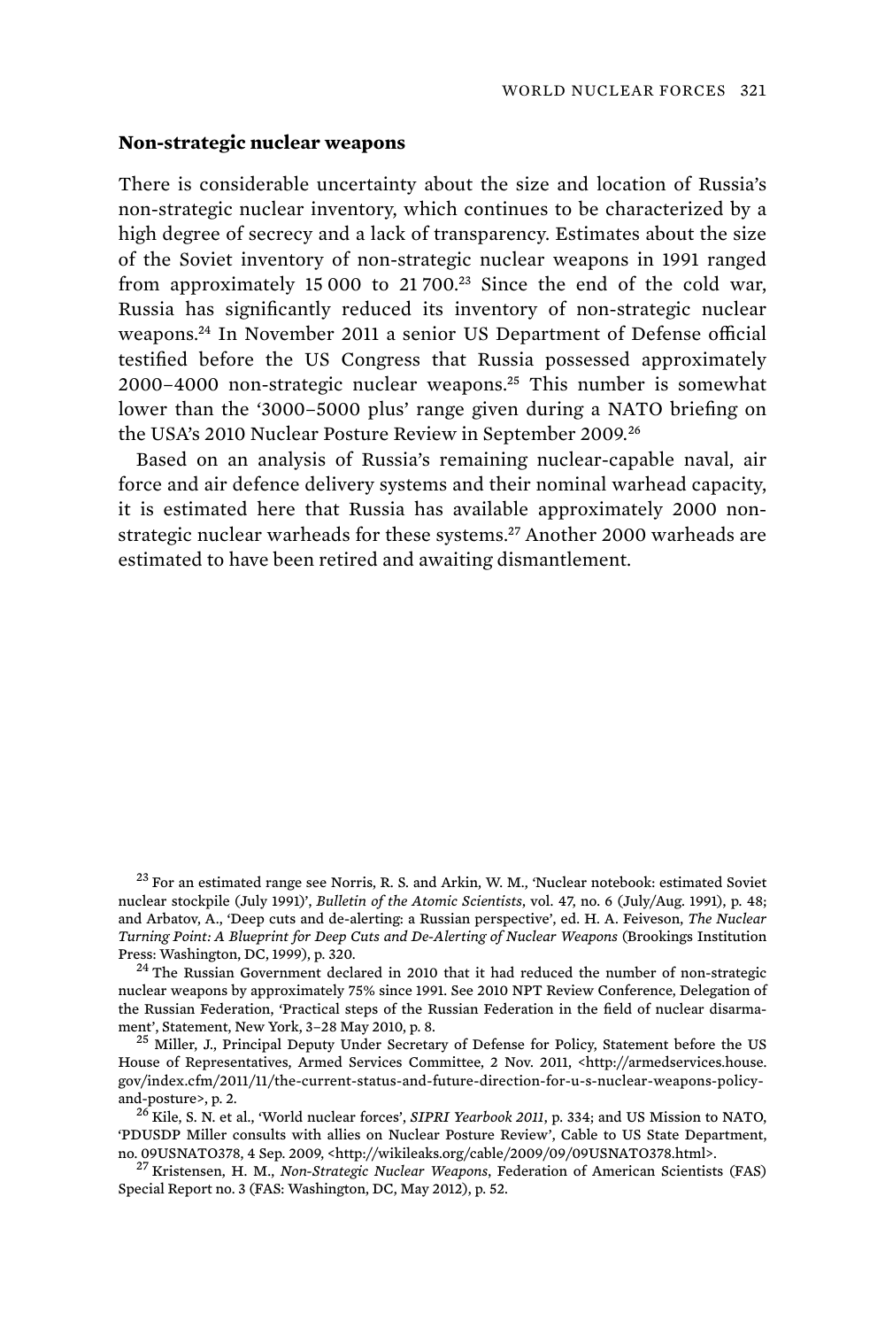**Non-strategic nuclear weapons**

There is considerable uncertainty about the size and location of Russia's non-strategic nuclear inventory, which continues to be characterized by a high degree of secrecy and a lack of transparency. Estimates about the size of the Soviet inventory of non-strategic nuclear weapons in 1991 ranged from approximately 15 000 to 21 700.[23] Since the end of the cold war, Russia has significantly reduced its inventory of non-strategic nuclear weapons.[24] In November 2011 a senior US Department of Defense official testified before the US Congress that Russia possessed approximately 2000–4000 non-strategic nuclear weapons.[25] This number is somewhat lower than the '3000–5000 plus' range given during a NATO briefing on the USA's 2010 Nuclear Posture Review in September 2009.[26]

Based on an analysis of Russia's remaining nuclear-capable naval, air force and air defence delivery systems and their nominal warhead capacity, it is estimated here that Russia has available approximately 2000 non-strategic nuclear warheads for these systems.[27] Another 2000 warheads are estimated to have been retired and awaiting dismantlement.

---

[23] For an estimated range see Norris, R. S. and Arkin, W. M., 'Nuclear notebook: estimated Soviet nuclear stockpile (July 1991)', *Bulletin of the Atomic Scientists*, vol. 47, no. 6 (July/Aug. 1991), p. 48; and Arbatov, A., 'Deep cuts and de-alerting: a Russian perspective', ed. H. A. Feiveson, *The Nuclear Turning Point: A Blueprint for Deep Cuts and De-Alerting of Nuclear Weapons* (Brookings Institution Press: Washington, DC, 1999), p. 320.

[24] The Russian Government declared in 2010 that it had reduced the number of non-strategic nuclear weapons by approximately 75% since 1991. See 2010 NPT Review Conference, Delegation of the Russian Federation, 'Practical steps of the Russian Federation in the field of nuclear disarmament', Statement, New York, 3–28 May 2010, p. 8.

[25] Miller, J., Principal Deputy Under Secretary of Defense for Policy, Statement before the US House of Representatives, Armed Services Committee, 2 Nov. 2011, <http://armedservices.house.gov/index.cfm/2011/11/the-current-status-and-future-direction-for-u-s-nuclear-weapons-policy-and-posture>, p. 2.

[26] Kile, S. N. et al., 'World nuclear forces', *SIPRI Yearbook 2011*, p. 334; and US Mission to NATO, 'PDUSDP Miller consults with allies on Nuclear Posture Review', Cable to US State Department, no. 09USNATO378, 4 Sep. 2009, <http://wikileaks.org/cable/2009/09/09USNATO378.html>.

[27] Kristensen, H. M., *Non-Strategic Nuclear Weapons*, Federation of American Scientists (FAS) Special Report no. 3 (FAS: Washington, DC, May 2012), p. 52.